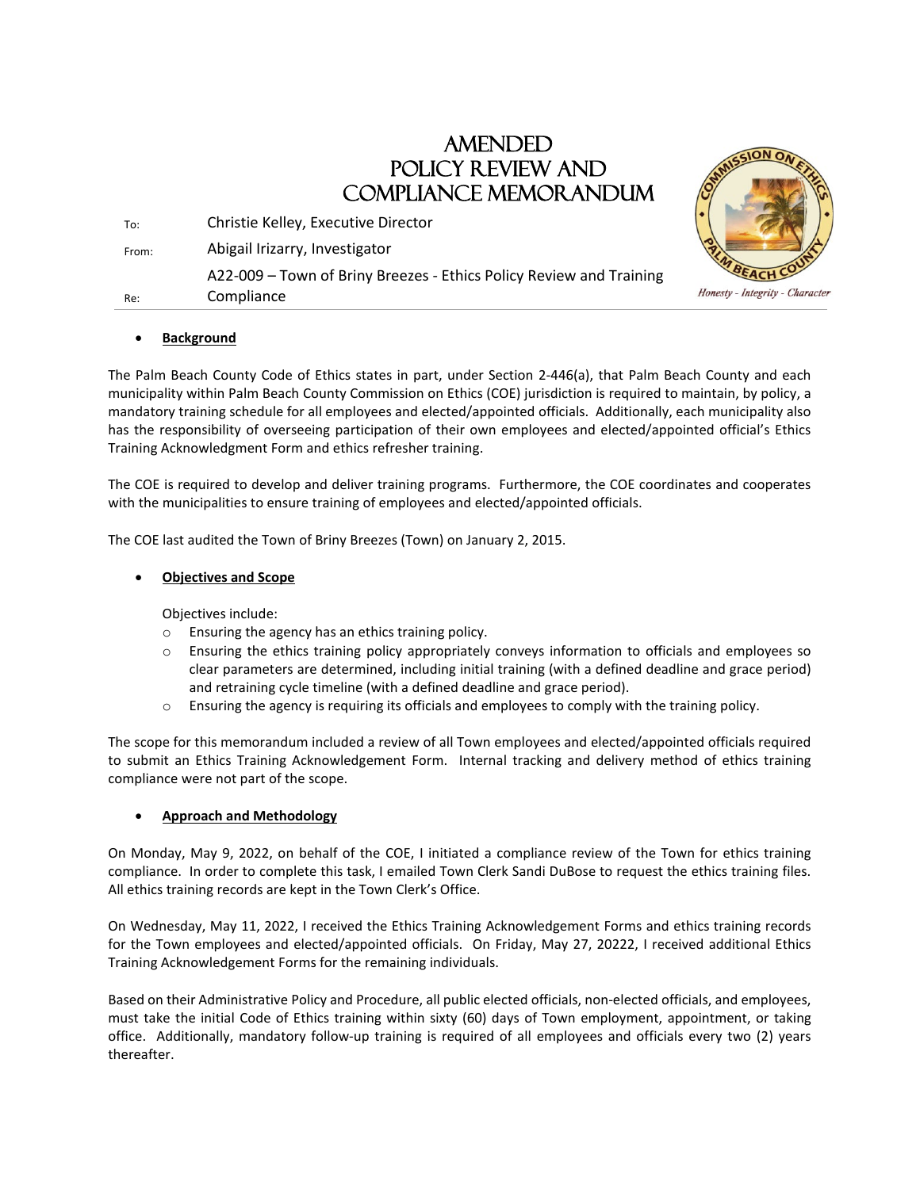# AMENDED POLICY REVIEW AND COMPLIANCE MEMORANDUM

To: Christie Kelley, Executive Director

From: Abigail Irizarry, Investigator

Re: A22-009 – Town of Briny Breezes - Ethics Policy Review and Training Compliance

Honesty - Integrity - Character

- **Background**

The Palm Beach County Code of Ethics states in part, under Section 2-446(a), that Palm Beach County and each municipality within Palm Beach County Commission on Ethics (COE) jurisdiction is required to maintain, by policy, a mandatory training schedule for all employees and elected/appointed officials. Additionally, each municipality also has the responsibility of overseeing participation of their own employees and elected/appointed official's Ethics Training Acknowledgment Form and ethics refresher training.

The COE is required to develop and deliver training programs. Furthermore, the COE coordinates and cooperates with the municipalities to ensure training of employees and elected/appointed officials.

The COE last audited the Town of Briny Breezes (Town) on January 2, 2015.

- **Objectives and Scope**

  Objectives include:
  - Ensuring the agency has an ethics training policy.
  - Ensuring the ethics training policy appropriately conveys information to officials and employees so clear parameters are determined, including initial training (with a defined deadline and grace period) and retraining cycle timeline (with a defined deadline and grace period).
  - Ensuring the agency is requiring its officials and employees to comply with the training policy.

The scope for this memorandum included a review of all Town employees and elected/appointed officials required to submit an Ethics Training Acknowledgement Form. Internal tracking and delivery method of ethics training compliance were not part of the scope.

- **Approach and Methodology**

On Monday, May 9, 2022, on behalf of the COE, I initiated a compliance review of the Town for ethics training compliance. In order to complete this task, I emailed Town Clerk Sandi DuBose to request the ethics training files. All ethics training records are kept in the Town Clerk's Office.

On Wednesday, May 11, 2022, I received the Ethics Training Acknowledgement Forms and ethics training records for the Town employees and elected/appointed officials. On Friday, May 27, 20222, I received additional Ethics Training Acknowledgement Forms for the remaining individuals.

Based on their Administrative Policy and Procedure, all public elected officials, non-elected officials, and employees, must take the initial Code of Ethics training within sixty (60) days of Town employment, appointment, or taking office. Additionally, mandatory follow-up training is required of all employees and officials every two (2) years thereafter.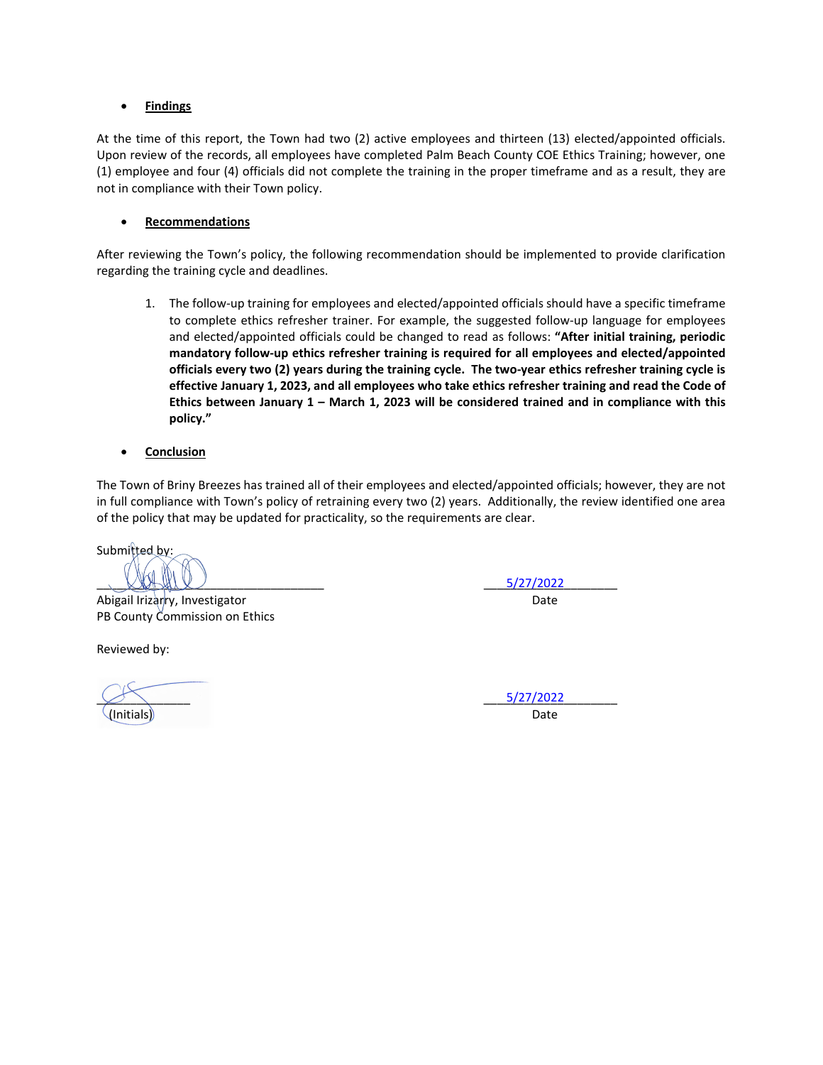- **Findings**

At the time of this report, the Town had two (2) active employees and thirteen (13) elected/appointed officials. Upon review of the records, all employees have completed Palm Beach County COE Ethics Training; however, one (1) employee and four (4) officials did not complete the training in the proper timeframe and as a result, they are not in compliance with their Town policy.

- **Recommendations**

After reviewing the Town's policy, the following recommendation should be implemented to provide clarification regarding the training cycle and deadlines.

1. The follow-up training for employees and elected/appointed officials should have a specific timeframe to complete ethics refresher trainer. For example, the suggested follow-up language for employees and elected/appointed officials could be changed to read as follows: **"After initial training, periodic mandatory follow-up ethics refresher training is required for all employees and elected/appointed officials every two (2) years during the training cycle. The two-year ethics refresher training cycle is effective January 1, 2023, and all employees who take ethics refresher training and read the Code of Ethics between January 1 – March 1, 2023 will be considered trained and in compliance with this policy."**

- **Conclusion**

The Town of Briny Breezes has trained all of their employees and elected/appointed officials; however, they are not in full compliance with Town's policy of retraining every two (2) years. Additionally, the review identified one area of the policy that may be updated for practicality, so the requirements are clear.

Submitted by:

_________________________ 5/27/2022

Abigail Irizarry, Investigator — Date

PB County Commission on Ethics

Reviewed by:

_____________ 5/27/2022

(Initials) — Date